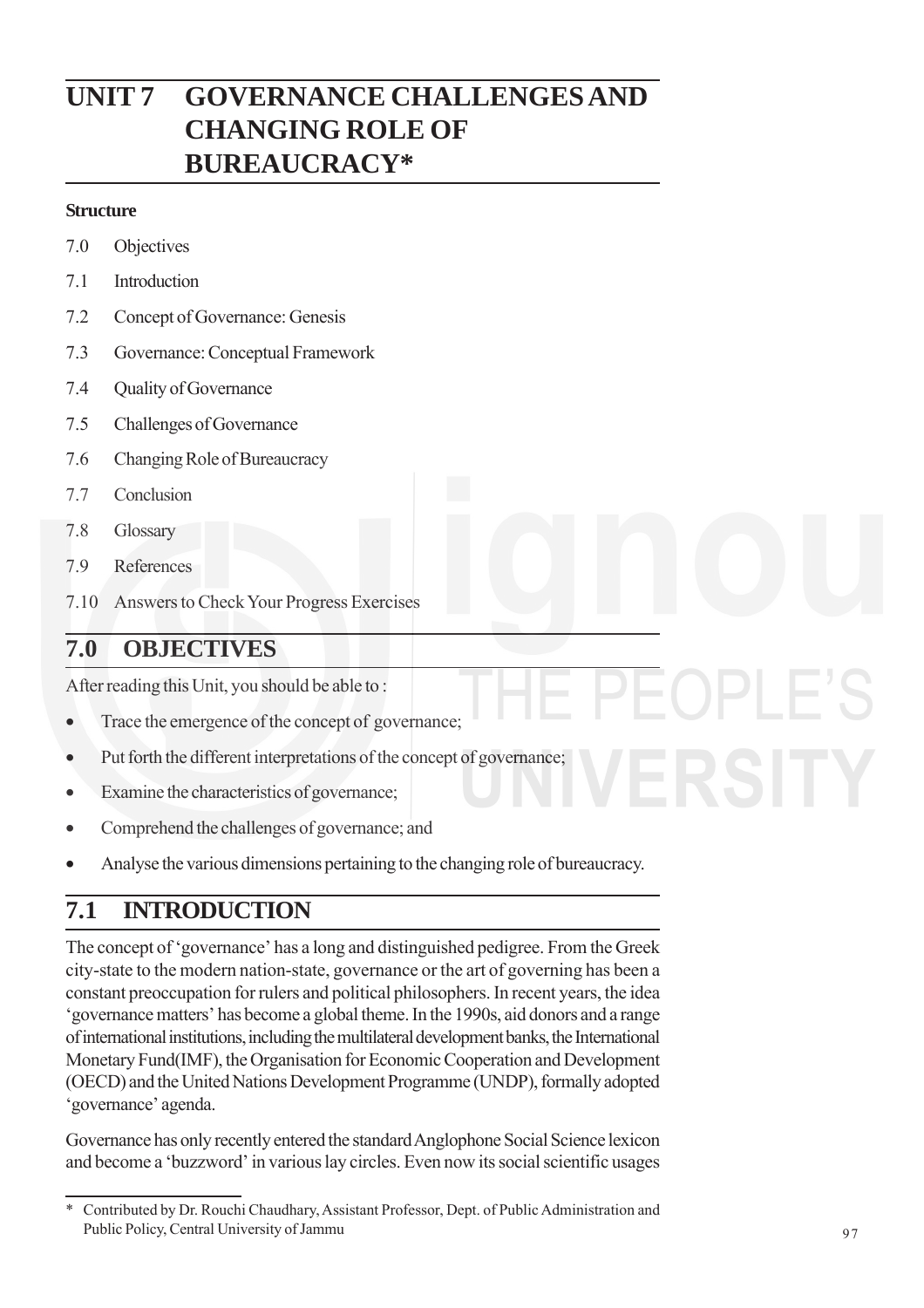# UNIT 7 GOVERNANCE CHALLENGES AND CHANGING ROLE OF BUREAUCRACY*

**Structure**

7.0 Objectives

7.1 Introduction

7.2 Concept of Governance: Genesis

7.3 Governance: Conceptual Framework

7.4 Quality of Governance

7.5 Challenges of Governance

7.6 Changing Role of Bureaucracy

7.7 Conclusion

7.8 Glossary

7.9 References

7.10 Answers to Check Your Progress Exercises

## 7.0 OBJECTIVES

After reading this Unit, you should be able to :

- Trace the emergence of the concept of governance;
- Put forth the different interpretations of the concept of governance;
- Examine the characteristics of governance;
- Comprehend the challenges of governance; and
- Analyse the various dimensions pertaining to the changing role of bureaucracy.

## 7.1 INTRODUCTION

The concept of 'governance' has a long and distinguished pedigree. From the Greek city-state to the modern nation-state, governance or the art of governing has been a constant preoccupation for rulers and political philosophers. In recent years, the idea 'governance matters' has become a global theme. In the 1990s, aid donors and a range of international institutions, including the multilateral development banks, the International Monetary Fund(IMF), the Organisation for Economic Cooperation and Development (OECD) and the United Nations Development Programme (UNDP), formally adopted 'governance' agenda.

Governance has only recently entered the standard Anglophone Social Science lexicon and become a 'buzzword' in various lay circles. Even now its social scientific usages

---

\* Contributed by Dr. Rouchi Chaudhary, Assistant Professor, Dept. of Public Administration and Public Policy, Central University of Jammu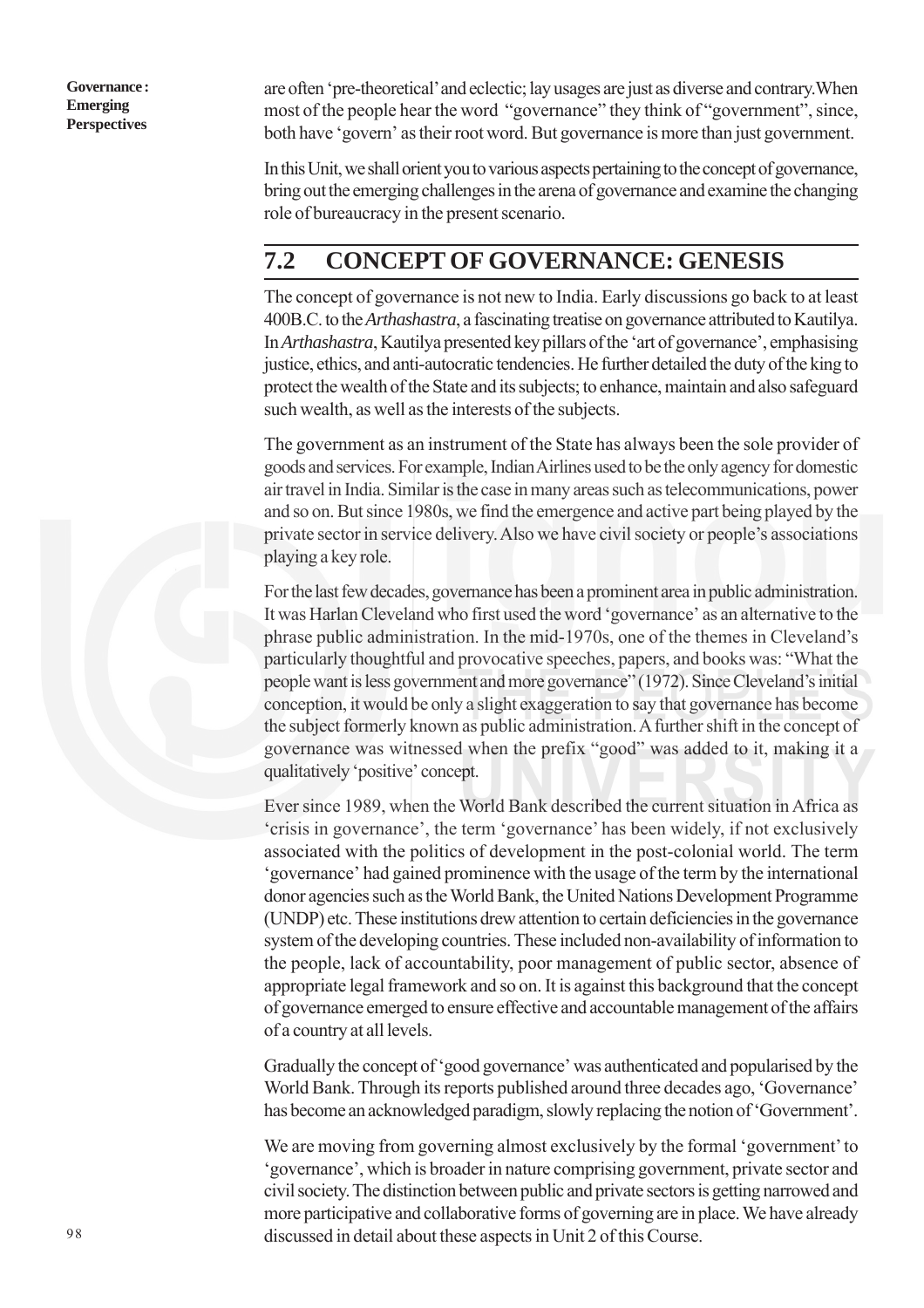are often 'pre-theoretical' and eclectic; lay usages are just as diverse and contrary. When most of the people hear the word "governance" they think of "government", since, both have 'govern' as their root word. But governance is more than just government.

In this Unit, we shall orient you to various aspects pertaining to the concept of governance, bring out the emerging challenges in the arena of governance and examine the changing role of bureaucracy in the present scenario.

## 7.2 CONCEPT OF GOVERNANCE: GENESIS

The concept of governance is not new to India. Early discussions go back to at least 400B.C. to the *Arthashastra*, a fascinating treatise on governance attributed to Kautilya. In *Arthashastra*, Kautilya presented key pillars of the 'art of governance', emphasising justice, ethics, and anti-autocratic tendencies. He further detailed the duty of the king to protect the wealth of the State and its subjects; to enhance, maintain and also safeguard such wealth, as well as the interests of the subjects.

The government as an instrument of the State has always been the sole provider of goods and services. For example, Indian Airlines used to be the only agency for domestic air travel in India. Similar is the case in many areas such as telecommunications, power and so on. But since 1980s, we find the emergence and active part being played by the private sector in service delivery. Also we have civil society or people's associations playing a key role.

For the last few decades, governance has been a prominent area in public administration. It was Harlan Cleveland who first used the word 'governance' as an alternative to the phrase public administration. In the mid-1970s, one of the themes in Cleveland's particularly thoughtful and provocative speeches, papers, and books was: "What the people want is less government and more governance" (1972). Since Cleveland's initial conception, it would be only a slight exaggeration to say that governance has become the subject formerly known as public administration. A further shift in the concept of governance was witnessed when the prefix "good" was added to it, making it a qualitatively 'positive' concept.

Ever since 1989, when the World Bank described the current situation in Africa as 'crisis in governance', the term 'governance' has been widely, if not exclusively associated with the politics of development in the post-colonial world. The term 'governance' had gained prominence with the usage of the term by the international donor agencies such as the World Bank, the United Nations Development Programme (UNDP) etc. These institutions drew attention to certain deficiencies in the governance system of the developing countries. These included non-availability of information to the people, lack of accountability, poor management of public sector, absence of appropriate legal framework and so on. It is against this background that the concept of governance emerged to ensure effective and accountable management of the affairs of a country at all levels.

Gradually the concept of 'good governance' was authenticated and popularised by the World Bank. Through its reports published around three decades ago, 'Governance' has become an acknowledged paradigm, slowly replacing the notion of 'Government'.

We are moving from governing almost exclusively by the formal 'government' to 'governance', which is broader in nature comprising government, private sector and civil society. The distinction between public and private sectors is getting narrowed and more participative and collaborative forms of governing are in place. We have already discussed in detail about these aspects in Unit 2 of this Course.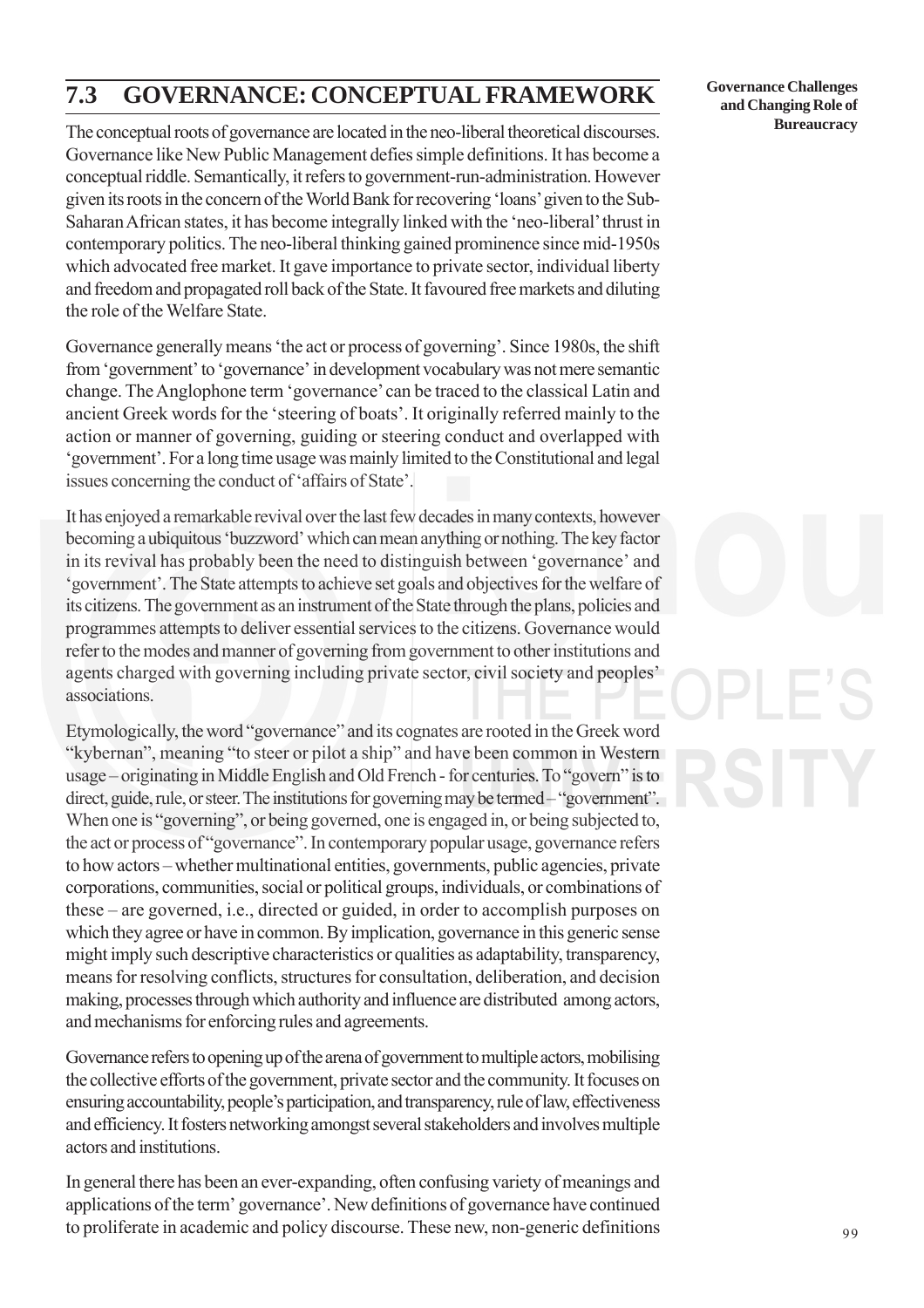## 7.3 GOVERNANCE: CONCEPTUAL FRAMEWORK

The conceptual roots of governance are located in the neo-liberal theoretical discourses. Governance like New Public Management defies simple definitions. It has become a conceptual riddle. Semantically, it refers to government-run-administration. However given its roots in the concern of the World Bank for recovering 'loans' given to the Sub-Saharan African states, it has become integrally linked with the 'neo-liberal' thrust in contemporary politics. The neo-liberal thinking gained prominence since mid-1950s which advocated free market. It gave importance to private sector, individual liberty and freedom and propagated roll back of the State. It favoured free markets and diluting the role of the Welfare State.

Governance generally means 'the act or process of governing'. Since 1980s, the shift from 'government' to 'governance' in development vocabulary was not mere semantic change. The Anglophone term 'governance' can be traced to the classical Latin and ancient Greek words for the 'steering of boats'. It originally referred mainly to the action or manner of governing, guiding or steering conduct and overlapped with 'government'. For a long time usage was mainly limited to the Constitutional and legal issues concerning the conduct of 'affairs of State'.

It has enjoyed a remarkable revival over the last few decades in many contexts, however becoming a ubiquitous 'buzzword' which can mean anything or nothing. The key factor in its revival has probably been the need to distinguish between 'governance' and 'government'. The State attempts to achieve set goals and objectives for the welfare of its citizens. The government as an instrument of the State through the plans, policies and programmes attempts to deliver essential services to the citizens. Governance would refer to the modes and manner of governing from government to other institutions and agents charged with governing including private sector, civil society and peoples' associations.

Etymologically, the word "governance" and its cognates are rooted in the Greek word "kybernan", meaning "to steer or pilot a ship" and have been common in Western usage – originating in Middle English and Old French - for centuries. To "govern" is to direct, guide, rule, or steer. The institutions for governing may be termed – "government". When one is "governing", or being governed, one is engaged in, or being subjected to, the act or process of "governance". In contemporary popular usage, governance refers to how actors – whether multinational entities, governments, public agencies, private corporations, communities, social or political groups, individuals, or combinations of these – are governed, i.e., directed or guided, in order to accomplish purposes on which they agree or have in common. By implication, governance in this generic sense might imply such descriptive characteristics or qualities as adaptability, transparency, means for resolving conflicts, structures for consultation, deliberation, and decision making, processes through which authority and influence are distributed among actors, and mechanisms for enforcing rules and agreements.

Governance refers to opening up of the arena of government to multiple actors, mobilising the collective efforts of the government, private sector and the community. It focuses on ensuring accountability, people's participation, and transparency, rule of law, effectiveness and efficiency. It fosters networking amongst several stakeholders and involves multiple actors and institutions.

In general there has been an ever-expanding, often confusing variety of meanings and applications of the term' governance'. New definitions of governance have continued to proliferate in academic and policy discourse. These new, non-generic definitions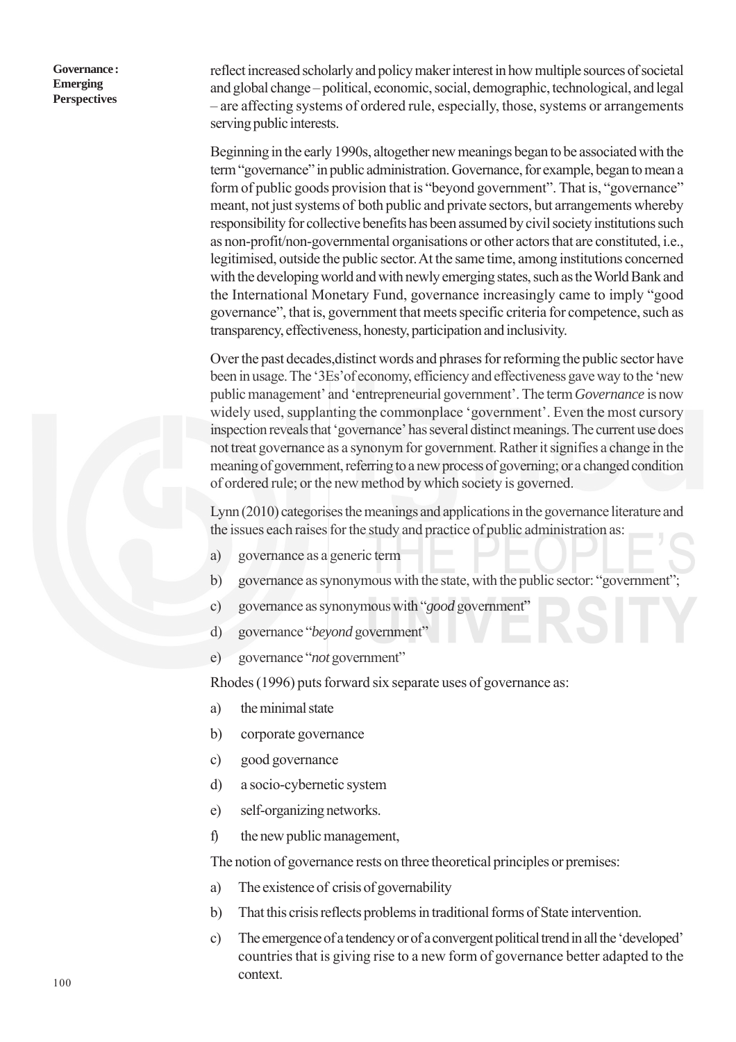reflect increased scholarly and policy maker interest in how multiple sources of societal and global change – political, economic, social, demographic, technological, and legal – are affecting systems of ordered rule, especially, those, systems or arrangements serving public interests.

Beginning in the early 1990s, altogether new meanings began to be associated with the term "governance" in public administration. Governance, for example, began to mean a form of public goods provision that is "beyond government". That is, "governance" meant, not just systems of both public and private sectors, but arrangements whereby responsibility for collective benefits has been assumed by civil society institutions such as non-profit/non-governmental organisations or other actors that are constituted, i.e., legitimised, outside the public sector. At the same time, among institutions concerned with the developing world and with newly emerging states, such as the World Bank and the International Monetary Fund, governance increasingly came to imply "good governance", that is, government that meets specific criteria for competence, such as transparency, effectiveness, honesty, participation and inclusivity.

Over the past decades,distinct words and phrases for reforming the public sector have been in usage. The '3Es'of economy, efficiency and effectiveness gave way to the 'new public management' and 'entrepreneurial government'. The term *Governance* is now widely used, supplanting the commonplace 'government'. Even the most cursory inspection reveals that 'governance' has several distinct meanings. The current use does not treat governance as a synonym for government. Rather it signifies a change in the meaning of government, referring to a new process of governing; or a changed condition of ordered rule; or the new method by which society is governed.

Lynn (2010) categorises the meanings and applications in the governance literature and the issues each raises for the study and practice of public administration as:

a) governance as a generic term
b) governance as synonymous with the state, with the public sector: "government";
c) governance as synonymous with "*good* government"
d) governance "*beyond* government"
e) governance "*not* government"

Rhodes (1996) puts forward six separate uses of governance as:

a) the minimal state
b) corporate governance
c) good governance
d) a socio-cybernetic system
e) self-organizing networks.
f) the new public management,

The notion of governance rests on three theoretical principles or premises:

a) The existence of crisis of governability
b) That this crisis reflects problems in traditional forms of State intervention.
c) The emergence of a tendency or of a convergent political trend in all the 'developed' countries that is giving rise to a new form of governance better adapted to the context.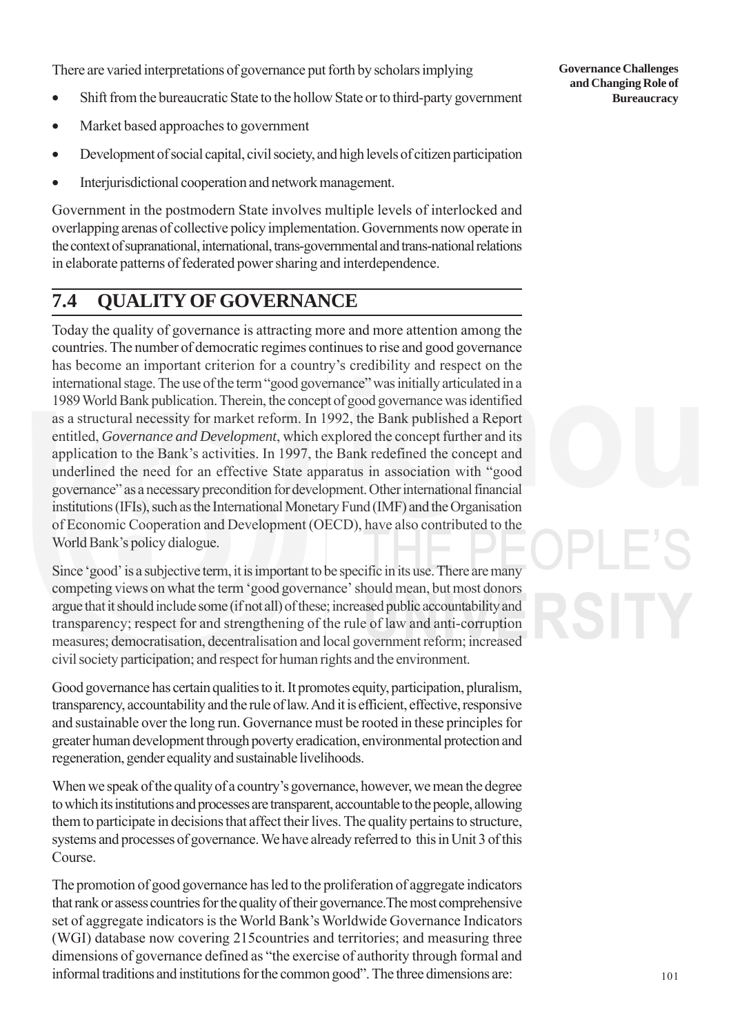There are varied interpretations of governance put forth by scholars implying

- Shift from the bureaucratic State to the hollow State or to third-party government
- Market based approaches to government
- Development of social capital, civil society, and high levels of citizen participation
- Interjurisdictional cooperation and network management.

Government in the postmodern State involves multiple levels of interlocked and overlapping arenas of collective policy implementation. Governments now operate in the context of supranational, international, trans-governmental and trans-national relations in elaborate patterns of federated power sharing and interdependence.

## 7.4 QUALITY OF GOVERNANCE

Today the quality of governance is attracting more and more attention among the countries. The number of democratic regimes continues to rise and good governance has become an important criterion for a country's credibility and respect on the international stage. The use of the term "good governance" was initially articulated in a 1989 World Bank publication. Therein, the concept of good governance was identified as a structural necessity for market reform. In 1992, the Bank published a Report entitled, *Governance and Development*, which explored the concept further and its application to the Bank's activities. In 1997, the Bank redefined the concept and underlined the need for an effective State apparatus in association with "good governance" as a necessary precondition for development. Other international financial institutions (IFIs), such as the International Monetary Fund (IMF) and the Organisation of Economic Cooperation and Development (OECD), have also contributed to the World Bank's policy dialogue.

Since 'good' is a subjective term, it is important to be specific in its use. There are many competing views on what the term 'good governance' should mean, but most donors argue that it should include some (if not all) of these; increased public accountability and transparency; respect for and strengthening of the rule of law and anti-corruption measures; democratisation, decentralisation and local government reform; increased civil society participation; and respect for human rights and the environment.

Good governance has certain qualities to it. It promotes equity, participation, pluralism, transparency, accountability and the rule of law. And it is efficient, effective, responsive and sustainable over the long run. Governance must be rooted in these principles for greater human development through poverty eradication, environmental protection and regeneration, gender equality and sustainable livelihoods.

When we speak of the quality of a country's governance, however, we mean the degree to which its institutions and processes are transparent, accountable to the people, allowing them to participate in decisions that affect their lives. The quality pertains to structure, systems and processes of governance. We have already referred to this in Unit 3 of this Course.

The promotion of good governance has led to the proliferation of aggregate indicators that rank or assess countries for the quality of their governance.The most comprehensive set of aggregate indicators is the World Bank's Worldwide Governance Indicators (WGI) database now covering 215countries and territories; and measuring three dimensions of governance defined as "the exercise of authority through formal and informal traditions and institutions for the common good". The three dimensions are: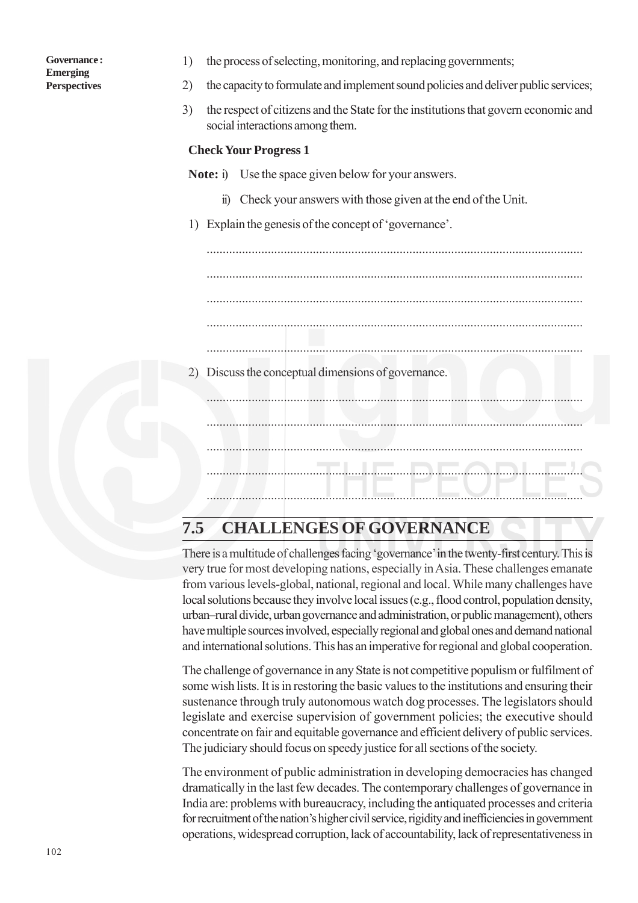1) the process of selecting, monitoring, and replacing governments;
2) the capacity to formulate and implement sound policies and deliver public services;
3) the respect of citizens and the State for the institutions that govern economic and social interactions among them.

**Check Your Progress 1**

**Note:** i) Use the space given below for your answers.

ii) Check your answers with those given at the end of the Unit.

1) Explain the genesis of the concept of 'governance'.

......................................................................................................................

......................................................................................................................

......................................................................................................................

......................................................................................................................

......................................................................................................................

2) Discuss the conceptual dimensions of governance.

......................................................................................................................

......................................................................................................................

......................................................................................................................

......................................................................................................................

......................................................................................................................

## 7.5 CHALLENGES OF GOVERNANCE

There is a multitude of challenges facing 'governance' in the twenty-first century. This is very true for most developing nations, especially in Asia. These challenges emanate from various levels-global, national, regional and local. While many challenges have local solutions because they involve local issues (e.g., flood control, population density, urban–rural divide, urban governance and administration, or public management), others have multiple sources involved, especially regional and global ones and demand national and international solutions. This has an imperative for regional and global cooperation.

The challenge of governance in any State is not competitive populism or fulfilment of some wish lists. It is in restoring the basic values to the institutions and ensuring their sustenance through truly autonomous watch dog processes. The legislators should legislate and exercise supervision of government policies; the executive should concentrate on fair and equitable governance and efficient delivery of public services. The judiciary should focus on speedy justice for all sections of the society.

The environment of public administration in developing democracies has changed dramatically in the last few decades. The contemporary challenges of governance in India are: problems with bureaucracy, including the antiquated processes and criteria for recruitment of the nation's higher civil service, rigidity and inefficiencies in government operations, widespread corruption, lack of accountability, lack of representativeness in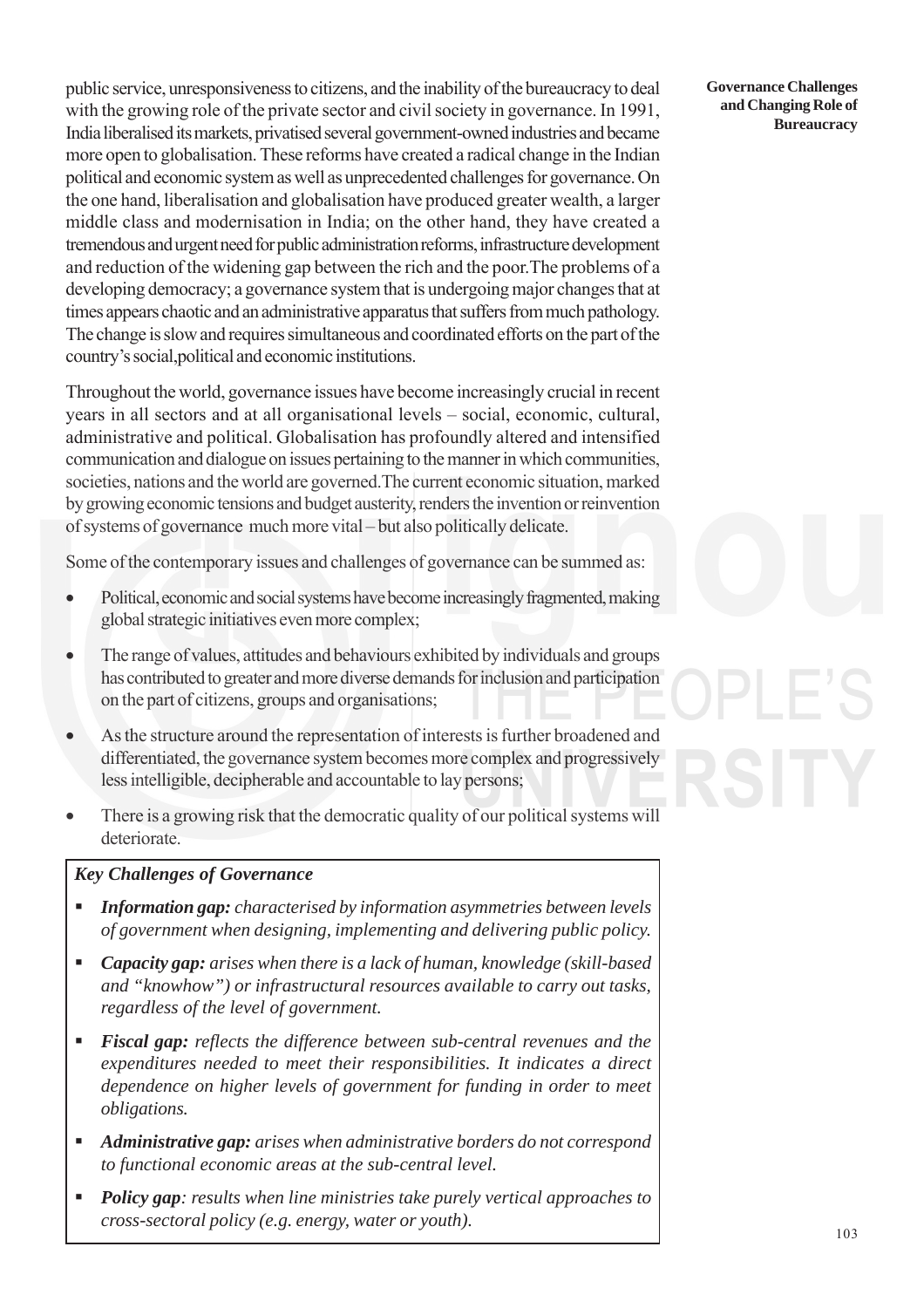public service, unresponsiveness to citizens, and the inability of the bureaucracy to deal with the growing role of the private sector and civil society in governance. In 1991, India liberalised its markets, privatised several government-owned industries and became more open to globalisation. These reforms have created a radical change in the Indian political and economic system as well as unprecedented challenges for governance. On the one hand, liberalisation and globalisation have produced greater wealth, a larger middle class and modernisation in India; on the other hand, they have created a tremendous and urgent need for public administration reforms, infrastructure development and reduction of the widening gap between the rich and the poor.The problems of a developing democracy; a governance system that is undergoing major changes that at times appears chaotic and an administrative apparatus that suffers from much pathology. The change is slow and requires simultaneous and coordinated efforts on the part of the country's social,political and economic institutions.

Throughout the world, governance issues have become increasingly crucial in recent years in all sectors and at all organisational levels – social, economic, cultural, administrative and political. Globalisation has profoundly altered and intensified communication and dialogue on issues pertaining to the manner in which communities, societies, nations and the world are governed.The current economic situation, marked by growing economic tensions and budget austerity, renders the invention or reinvention of systems of governance much more vital – but also politically delicate.

Some of the contemporary issues and challenges of governance can be summed as:

- Political, economic and social systems have become increasingly fragmented, making global strategic initiatives even more complex;
- The range of values, attitudes and behaviours exhibited by individuals and groups has contributed to greater and more diverse demands for inclusion and participation on the part of citizens, groups and organisations;
- As the structure around the representation of interests is further broadened and differentiated, the governance system becomes more complex and progressively less intelligible, decipherable and accountable to lay persons;
- There is a growing risk that the democratic quality of our political systems will deteriorate.

***Key Challenges of Governance***

- ***Information gap:*** *characterised by information asymmetries between levels of government when designing, implementing and delivering public policy.*
- ***Capacity gap:*** *arises when there is a lack of human, knowledge (skill-based and "knowhow") or infrastructural resources available to carry out tasks, regardless of the level of government.*
- ***Fiscal gap:*** *reflects the difference between sub-central revenues and the expenditures needed to meet their responsibilities. It indicates a direct dependence on higher levels of government for funding in order to meet obligations.*
- ***Administrative gap:*** *arises when administrative borders do not correspond to functional economic areas at the sub-central level.*
- ***Policy gap****: results when line ministries take purely vertical approaches to cross-sectoral policy (e.g. energy, water or youth).*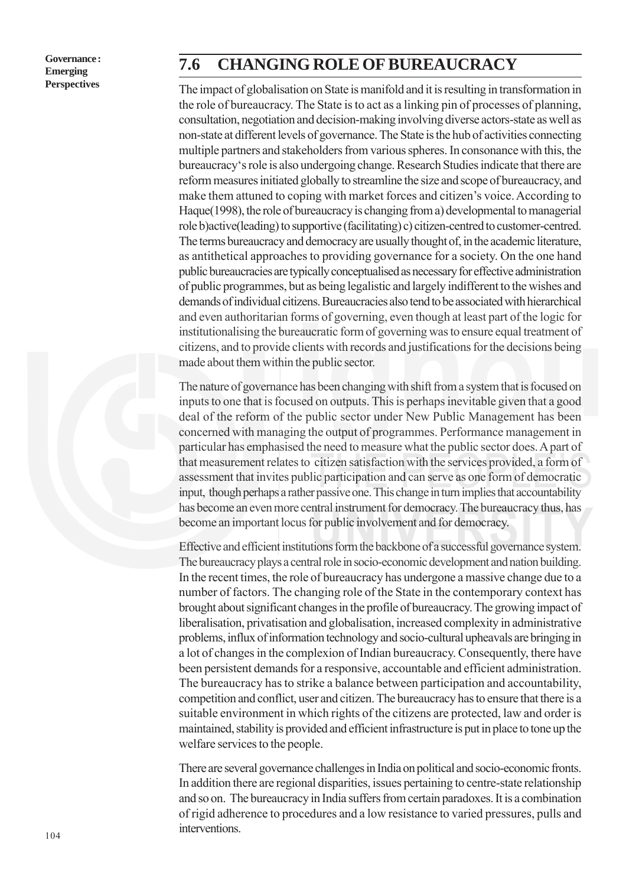## 7.6 CHANGING ROLE OF BUREAUCRACY

The impact of globalisation on State is manifold and it is resulting in transformation in the role of bureaucracy. The State is to act as a linking pin of processes of planning, consultation, negotiation and decision-making involving diverse actors-state as well as non-state at different levels of governance. The State is the hub of activities connecting multiple partners and stakeholders from various spheres. In consonance with this, the bureaucracy's role is also undergoing change. Research Studies indicate that there are reform measures initiated globally to streamline the size and scope of bureaucracy, and make them attuned to coping with market forces and citizen's voice. According to Haque(1998), the role of bureaucracy is changing from a) developmental to managerial role b)active(leading) to supportive (facilitating) c) citizen-centred to customer-centred. The terms bureaucracy and democracy are usually thought of, in the academic literature, as antithetical approaches to providing governance for a society. On the one hand public bureaucracies are typically conceptualised as necessary for effective administration of public programmes, but as being legalistic and largely indifferent to the wishes and demands of individual citizens. Bureaucracies also tend to be associated with hierarchical and even authoritarian forms of governing, even though at least part of the logic for institutionalising the bureaucratic form of governing was to ensure equal treatment of citizens, and to provide clients with records and justifications for the decisions being made about them within the public sector.

The nature of governance has been changing with shift from a system that is focused on inputs to one that is focused on outputs. This is perhaps inevitable given that a good deal of the reform of the public sector under New Public Management has been concerned with managing the output of programmes. Performance management in particular has emphasised the need to measure what the public sector does. A part of that measurement relates to citizen satisfaction with the services provided, a form of assessment that invites public participation and can serve as one form of democratic input, though perhaps a rather passive one. This change in turn implies that accountability has become an even more central instrument for democracy. The bureaucracy thus, has become an important locus for public involvement and for democracy.

Effective and efficient institutions form the backbone of a successful governance system. The bureaucracy plays a central role in socio-economic development and nation building. In the recent times, the role of bureaucracy has undergone a massive change due to a number of factors. The changing role of the State in the contemporary context has brought about significant changes in the profile of bureaucracy. The growing impact of liberalisation, privatisation and globalisation, increased complexity in administrative problems, influx of information technology and socio-cultural upheavals are bringing in a lot of changes in the complexion of Indian bureaucracy. Consequently, there have been persistent demands for a responsive, accountable and efficient administration. The bureaucracy has to strike a balance between participation and accountability, competition and conflict, user and citizen. The bureaucracy has to ensure that there is a suitable environment in which rights of the citizens are protected, law and order is maintained, stability is provided and efficient infrastructure is put in place to tone up the welfare services to the people.

There are several governance challenges in India on political and socio-economic fronts. In addition there are regional disparities, issues pertaining to centre-state relationship and so on. The bureaucracy in India suffers from certain paradoxes. It is a combination of rigid adherence to procedures and a low resistance to varied pressures, pulls and interventions.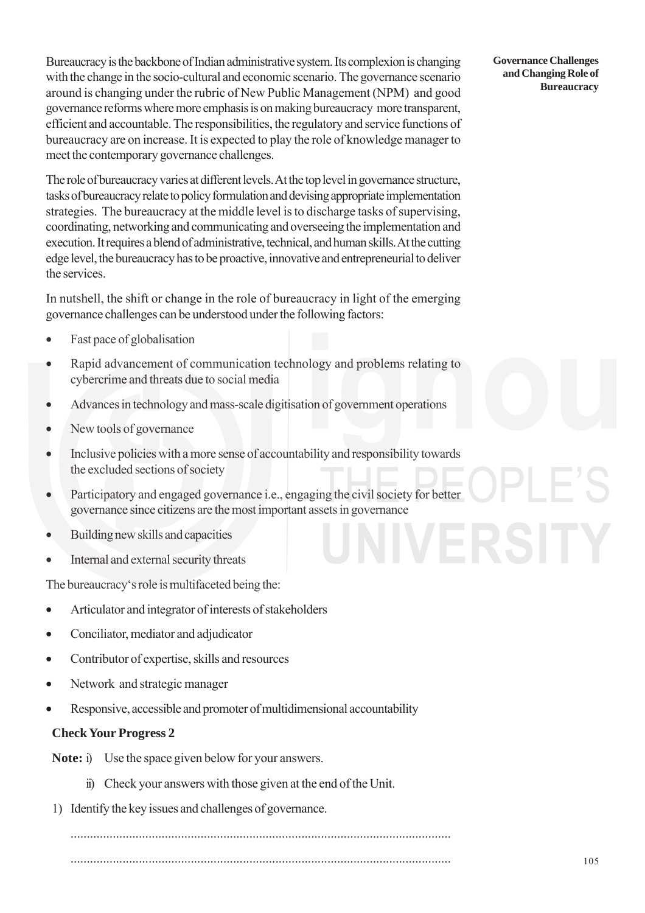Bureaucracy is the backbone of Indian administrative system. Its complexion is changing with the change in the socio-cultural and economic scenario. The governance scenario around is changing under the rubric of New Public Management (NPM) and good governance reforms where more emphasis is on making bureaucracy more transparent, efficient and accountable. The responsibilities, the regulatory and service functions of bureaucracy are on increase. It is expected to play the role of knowledge manager to meet the contemporary governance challenges.

The role of bureaucracy varies at different levels. At the top level in governance structure, tasks of bureaucracy relate to policy formulation and devising appropriate implementation strategies. The bureaucracy at the middle level is to discharge tasks of supervising, coordinating, networking and communicating and overseeing the implementation and execution. It requires a blend of administrative, technical, and human skills. At the cutting edge level, the bureaucracy has to be proactive, innovative and entrepreneurial to deliver the services.

In nutshell, the shift or change in the role of bureaucracy in light of the emerging governance challenges can be understood under the following factors:

- Fast pace of globalisation
- Rapid advancement of communication technology and problems relating to cybercrime and threats due to social media
- Advances in technology and mass-scale digitisation of government operations
- New tools of governance
- Inclusive policies with a more sense of accountability and responsibility towards the excluded sections of society
- Participatory and engaged governance i.e., engaging the civil society for better governance since citizens are the most important assets in governance
- Building new skills and capacities
- Internal and external security threats

The bureaucracy's role is multifaceted being the:

- Articulator and integrator of interests of stakeholders
- Conciliator, mediator and adjudicator
- Contributor of expertise, skills and resources
- Network and strategic manager
- Responsive, accessible and promoter of multidimensional accountability

**Check Your Progress 2**

**Note:** i) Use the space given below for your answers.

ii) Check your answers with those given at the end of the Unit.

1) Identify the key issues and challenges of governance.

....................................................................................................................

....................................................................................................................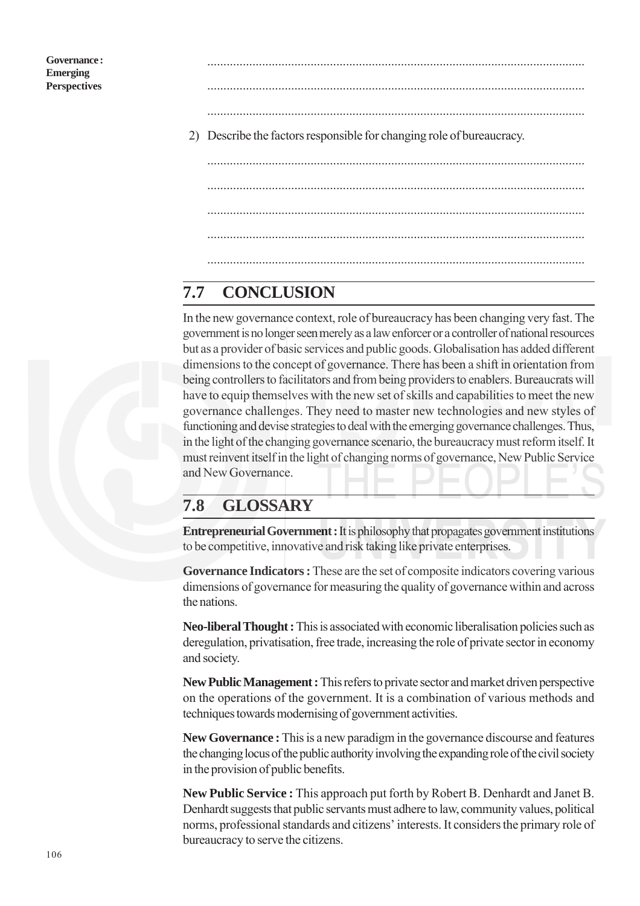2) Describe the factors responsible for changing role of bureaucracy.

## 7.7 CONCLUSION

In the new governance context, role of bureaucracy has been changing very fast. The government is no longer seen merely as a law enforcer or a controller of national resources but as a provider of basic services and public goods. Globalisation has added different dimensions to the concept of governance. There has been a shift in orientation from being controllers to facilitators and from being providers to enablers. Bureaucrats will have to equip themselves with the new set of skills and capabilities to meet the new governance challenges. They need to master new technologies and new styles of functioning and devise strategies to deal with the emerging governance challenges. Thus, in the light of the changing governance scenario, the bureaucracy must reform itself. It must reinvent itself in the light of changing norms of governance, New Public Service and New Governance.

## 7.8 GLOSSARY

**Entrepreneurial Government :** It is philosophy that propagates government institutions to be competitive, innovative and risk taking like private enterprises.

**Governance Indicators :** These are the set of composite indicators covering various dimensions of governance for measuring the quality of governance within and across the nations.

**Neo-liberal Thought :** This is associated with economic liberalisation policies such as deregulation, privatisation, free trade, increasing the role of private sector in economy and society.

**New Public Management :** This refers to private sector and market driven perspective on the operations of the government. It is a combination of various methods and techniques towards modernising of government activities.

**New Governance :** This is a new paradigm in the governance discourse and features the changing locus of the public authority involving the expanding role of the civil society in the provision of public benefits.

**New Public Service :** This approach put forth by Robert B. Denhardt and Janet B. Denhardt suggests that public servants must adhere to law, community values, political norms, professional standards and citizens' interests. It considers the primary role of bureaucracy to serve the citizens.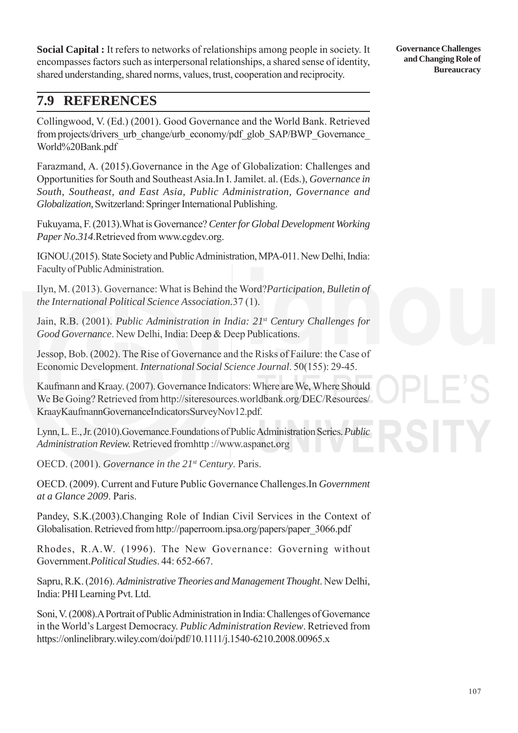**Social Capital :** It refers to networks of relationships among people in society. It encompasses factors such as interpersonal relationships, a shared sense of identity, shared understanding, shared norms, values, trust, cooperation and reciprocity.

## 7.9 REFERENCES

Collingwood, V. (Ed.) (2001). Good Governance and the World Bank. Retrieved from projects/drivers_urb_change/urb_economy/pdf_glob_SAP/BWP_Governance_World%20Bank.pdf

Farazmand, A. (2015).Governance in the Age of Globalization: Challenges and Opportunities for South and Southeast Asia.In I. Jamilet. al. (Eds.), *Governance in South, Southeast, and East Asia, Public Administration, Governance and Globalization,* Switzerland: Springer International Publishing.

Fukuyama, F. (2013).What is Governance? *Center for Global Development Working Paper No.314*.Retrieved from www.cgdev.org.

IGNOU.(2015). State Society and Public Administration, MPA-011. New Delhi, India: Faculty of Public Administration.

Ilyn, M. (2013). Governance: What is Behind the Word?*Participation, Bulletin of the International Political Science Association*.37 (1).

Jain, R.B. (2001). *Public Administration in India: 21st Century Challenges for Good Governance*. New Delhi, India: Deep & Deep Publications.

Jessop, Bob. (2002). The Rise of Governance and the Risks of Failure: the Case of Economic Development. *International Social Science Journal*. 50(155): 29-45.

Kaufmann and Kraay. (2007). Governance Indicators: Where are We, Where Should We Be Going? Retrieved from http://siteresources.worldbank.org/DEC/Resources/KraayKaufmannGovernanceIndicatorsSurveyNov12.pdf.

Lynn, L. E., Jr. (2010).Governance.Foundations of Public Administration Series. *Public Administration Review.* Retrieved fromhttp ://www.aspanet.org

OECD. (2001). *Governance in the 21st Century*. Paris.

OECD. (2009). Current and Future Public Governance Challenges.In *Government at a Glance 2009*. Paris.

Pandey, S.K.(2003).Changing Role of Indian Civil Services in the Context of Globalisation. Retrieved from http://paperroom.ipsa.org/papers/paper_3066.pdf

Rhodes, R.A.W. (1996). The New Governance: Governing without Government.*Political Studies*. 44: 652-667.

Sapru, R.K. (2016). *Administrative Theories and Management Thought*. New Delhi, India: PHI Learning Pvt. Ltd.

Soni, V. (2008).A Portrait of Public Administration in India: Challenges of Governance in the World's Largest Democracy. *Public Administration Review*. Retrieved from https://onlinelibrary.wiley.com/doi/pdf/10.1111/j.1540-6210.2008.00965.x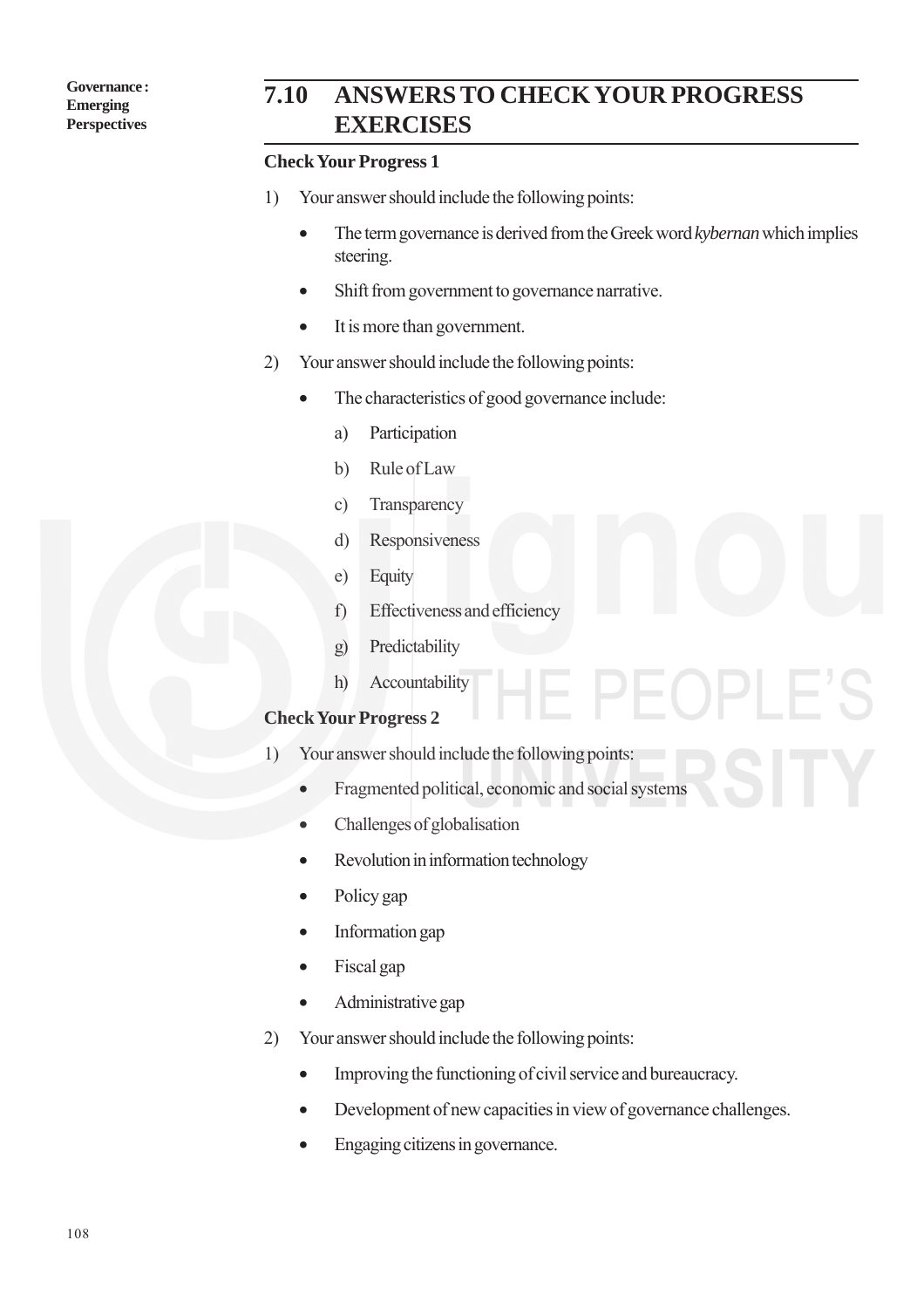## 7.10 ANSWERS TO CHECK YOUR PROGRESS EXERCISES

**Check Your Progress 1**

1) Your answer should include the following points:
   - The term governance is derived from the Greek word *kybernan* which implies steering.
   - Shift from government to governance narrative.
   - It is more than government.

2) Your answer should include the following points:
   - The characteristics of good governance include:
     a) Participation
     b) Rule of Law
     c) Transparency
     d) Responsiveness
     e) Equity
     f) Effectiveness and efficiency
     g) Predictability
     h) Accountability

**Check Your Progress 2**

1) Your answer should include the following points:
   - Fragmented political, economic and social systems
   - Challenges of globalisation
   - Revolution in information technology
   - Policy gap
   - Information gap
   - Fiscal gap
   - Administrative gap

2) Your answer should include the following points:
   - Improving the functioning of civil service and bureaucracy.
   - Development of new capacities in view of governance challenges.
   - Engaging citizens in governance.